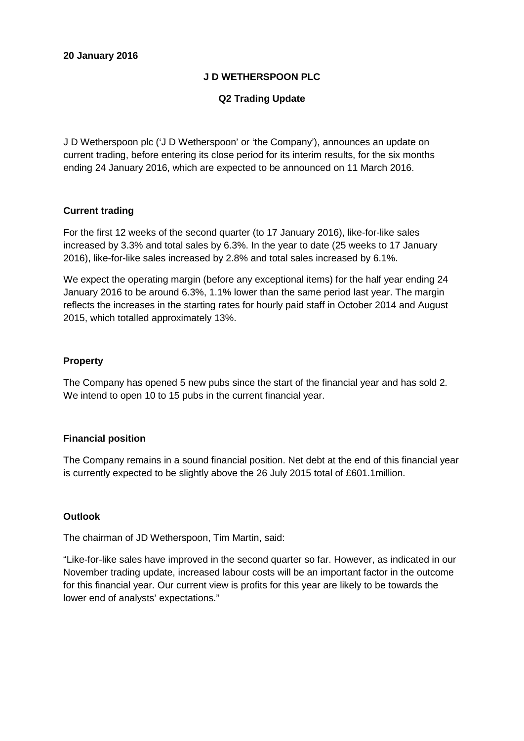**20 January 2016**

# J D WETHERSPOON PLC

## Q2 Trading Update

J D Wetherspoon plc ('J D Wetherspoon' or 'the Company'), announces an update on current trading, before entering its close period for its interim results, for the six months ending 24 January 2016, which are expected to be announced on 11 March 2016.

### Current trading

For the first 12 weeks of the second quarter (to 17 January 2016), like-for-like sales increased by 3.3% and total sales by 6.3%. In the year to date (25 weeks to 17 January 2016), like-for-like sales increased by 2.8% and total sales increased by 6.1%.

We expect the operating margin (before any exceptional items) for the half year ending 24 January 2016 to be around 6.3%, 1.1% lower than the same period last year. The margin reflects the increases in the starting rates for hourly paid staff in October 2014 and August 2015, which totalled approximately 13%.

### Property

The Company has opened 5 new pubs since the start of the financial year and has sold 2. We intend to open 10 to 15 pubs in the current financial year.

### Financial position

The Company remains in a sound financial position. Net debt at the end of this financial year is currently expected to be slightly above the 26 July 2015 total of £601.1million.

### Outlook

The chairman of JD Wetherspoon, Tim Martin, said:

"Like-for-like sales have improved in the second quarter so far. However, as indicated in our November trading update, increased labour costs will be an important factor in the outcome for this financial year. Our current view is profits for this year are likely to be towards the lower end of analysts' expectations."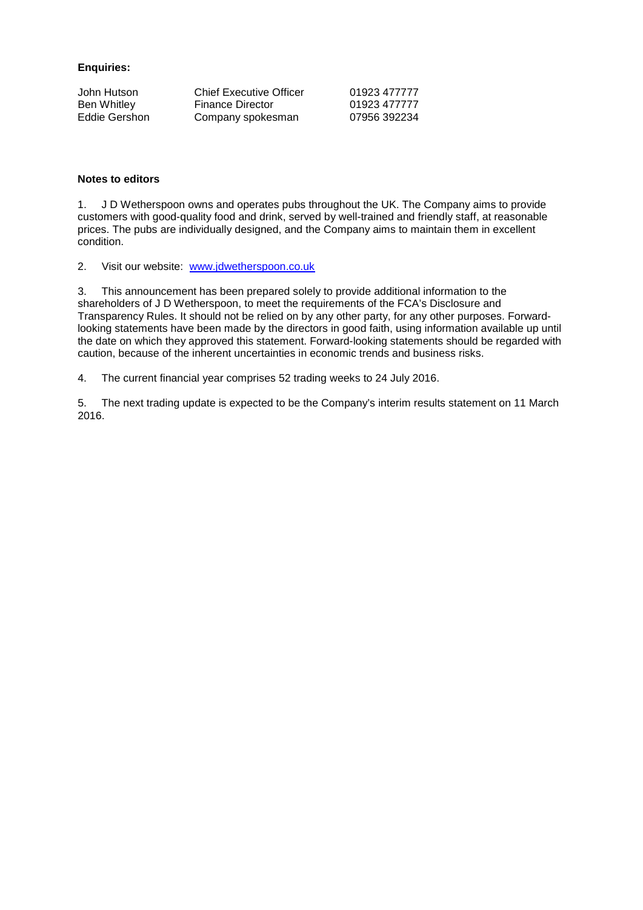**Enquiries:**

| | | |
|---|---|---|
| John Hutson | Chief Executive Officer | 01923 477777 |
| Ben Whitley | Finance Director | 01923 477777 |
| Eddie Gershon | Company spokesman | 07956 392234 |

**Notes to editors**

1. J D Wetherspoon owns and operates pubs throughout the UK. The Company aims to provide customers with good-quality food and drink, served by well-trained and friendly staff, at reasonable prices. The pubs are individually designed, and the Company aims to maintain them in excellent condition.

2. Visit our website: www.jdwetherspoon.co.uk

3. This announcement has been prepared solely to provide additional information to the shareholders of J D Wetherspoon, to meet the requirements of the FCA's Disclosure and Transparency Rules. It should not be relied on by any other party, for any other purposes. Forward-looking statements have been made by the directors in good faith, using information available up until the date on which they approved this statement. Forward-looking statements should be regarded with caution, because of the inherent uncertainties in economic trends and business risks.

4. The current financial year comprises 52 trading weeks to 24 July 2016.

5. The next trading update is expected to be the Company's interim results statement on 11 March 2016.